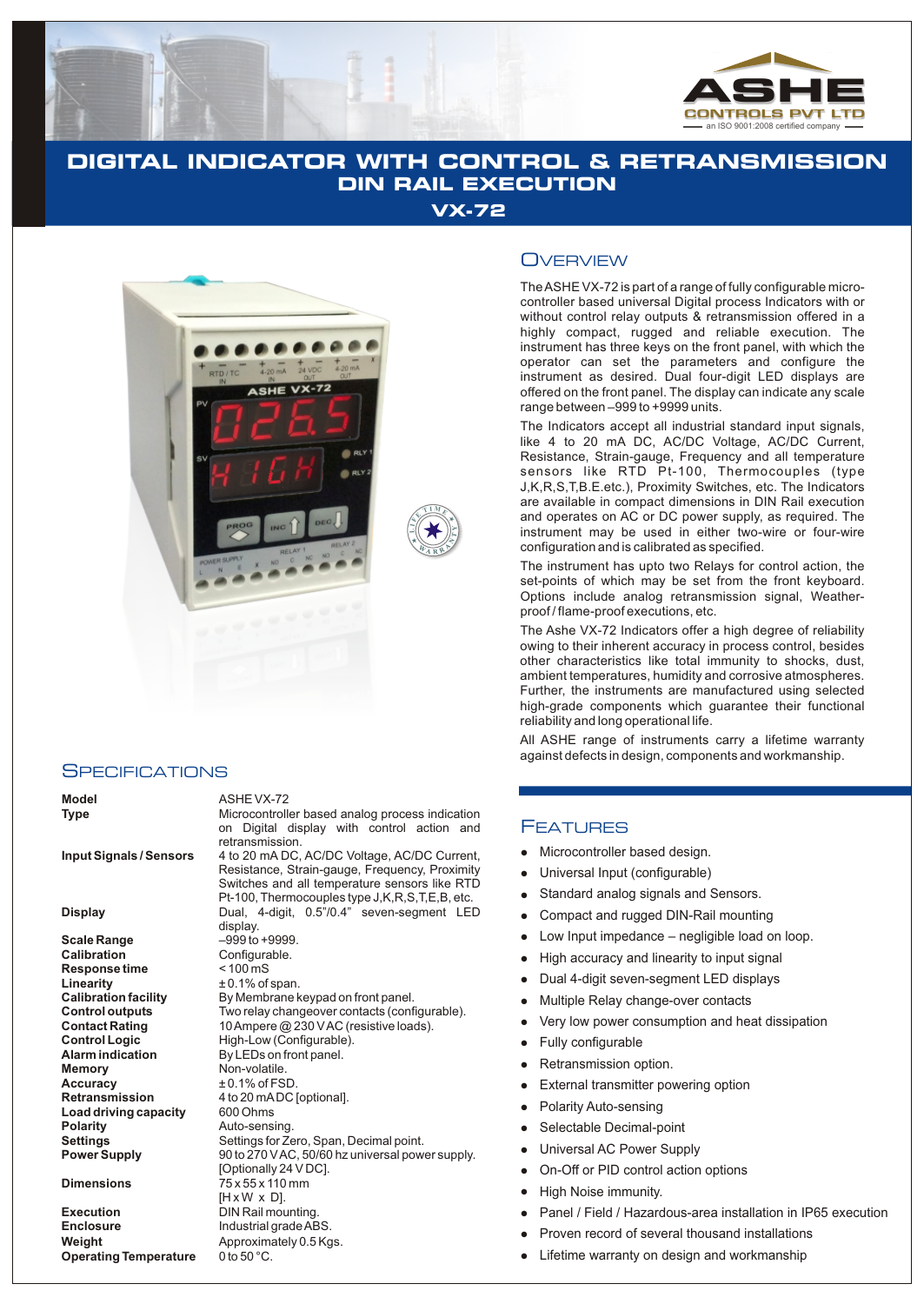# DIGITAL INDICATOR WITH CONTROL & RETRANSMISSION
## DIN RAIL EXECUTION
## VX-72

## Overview

The ASHE VX-72 is part of a range of fully configurable micro-controller based universal Digital process Indicators with or without control relay outputs & retransmission offered in a highly compact, rugged and reliable execution. The instrument has three keys on the front panel, with which the operator can set the parameters and configure the instrument as desired. Dual four-digit LED displays are offered on the front panel. The display can indicate any scale range between –999 to +9999 units.

The Indicators accept all industrial standard input signals, like 4 to 20 mA DC, AC/DC Voltage, AC/DC Current, Resistance, Strain-gauge, Frequency and all temperature sensors like RTD Pt-100, Thermocouples (type J,K,R,S,T,B.E.etc.), Proximity Switches, etc. The Indicators are available in compact dimensions in DIN Rail execution and operates on AC or DC power supply, as required. The instrument may be used in either two-wire or four-wire configuration and is calibrated as specified.

The instrument has upto two Relays for control action, the set-points of which may be set from the front keyboard. Options include analog retransmission signal, Weather-proof / flame-proof executions, etc.

The Ashe VX-72 Indicators offer a high degree of reliability owing to their inherent accuracy in process control, besides other characteristics like total immunity to shocks, dust, ambient temperatures, humidity and corrosive atmospheres. Further, the instruments are manufactured using selected high-grade components which guarantee their functional reliability and long operational life.

All ASHE range of instruments carry a lifetime warranty against defects in design, components and workmanship.

## Specifications

| | |
|---|---|
| **Model** | ASHE VX-72 |
| **Type** | Microcontroller based analog process indication on Digital display with control action and retransmission. |
| **Input Signals / Sensors** | 4 to 20 mA DC, AC/DC Voltage, AC/DC Current, Resistance, Strain-gauge, Frequency, Proximity Switches and all temperature sensors like RTD Pt-100, Thermocouples type J,K,R,S,T,E,B, etc. |
| **Display** | Dual, 4-digit, 0.5"/0.4" seven-segment LED display. |
| **Scale Range** | –999 to +9999. |
| **Calibration** | Configurable. |
| **Response time** | < 100 mS |
| **Linearity** | ± 0.1% of span. |
| **Calibration facility** | By Membrane keypad on front panel. |
| **Control outputs** | Two relay changeover contacts (configurable). |
| **Contact Rating** | 10 Ampere @ 230 V AC (resistive loads). |
| **Control Logic** | High-Low (Configurable). |
| **Alarm indication** | By LEDs on front panel. |
| **Memory** | Non-volatile. |
| **Accuracy** | ± 0.1% of FSD. |
| **Retransmission** | 4 to 20 mA DC [optional]. |
| **Load driving capacity** | 600 Ohms |
| **Polarity** | Auto-sensing. |
| **Settings** | Settings for Zero, Span, Decimal point. |
| **Power Supply** | 90 to 270 V AC, 50/60 hz universal power supply. [Optionally 24 V DC]. |
| **Dimensions** | 75 x 55 x 110 mm [H x W x D]. |
| **Execution** | DIN Rail mounting. |
| **Enclosure** | Industrial grade ABS. |
| **Weight** | Approximately 0.5 Kgs. |
| **Operating Temperature** | 0 to 50 °C. |

## Features

- Microcontroller based design.
- Universal Input (configurable)
- Standard analog signals and Sensors.
- Compact and rugged DIN-Rail mounting
- Low Input impedance – negligible load on loop.
- High accuracy and linearity to input signal
- Dual 4-digit seven-segment LED displays
- Multiple Relay change-over contacts
- Very low power consumption and heat dissipation
- Fully configurable
- Retransmission option.
- External transmitter powering option
- Polarity Auto-sensing
- Selectable Decimal-point
- Universal AC Power Supply
- On-Off or PID control action options
- High Noise immunity.
- Panel / Field / Hazardous-area installation in IP65 execution
- Proven record of several thousand installations
- Lifetime warranty on design and workmanship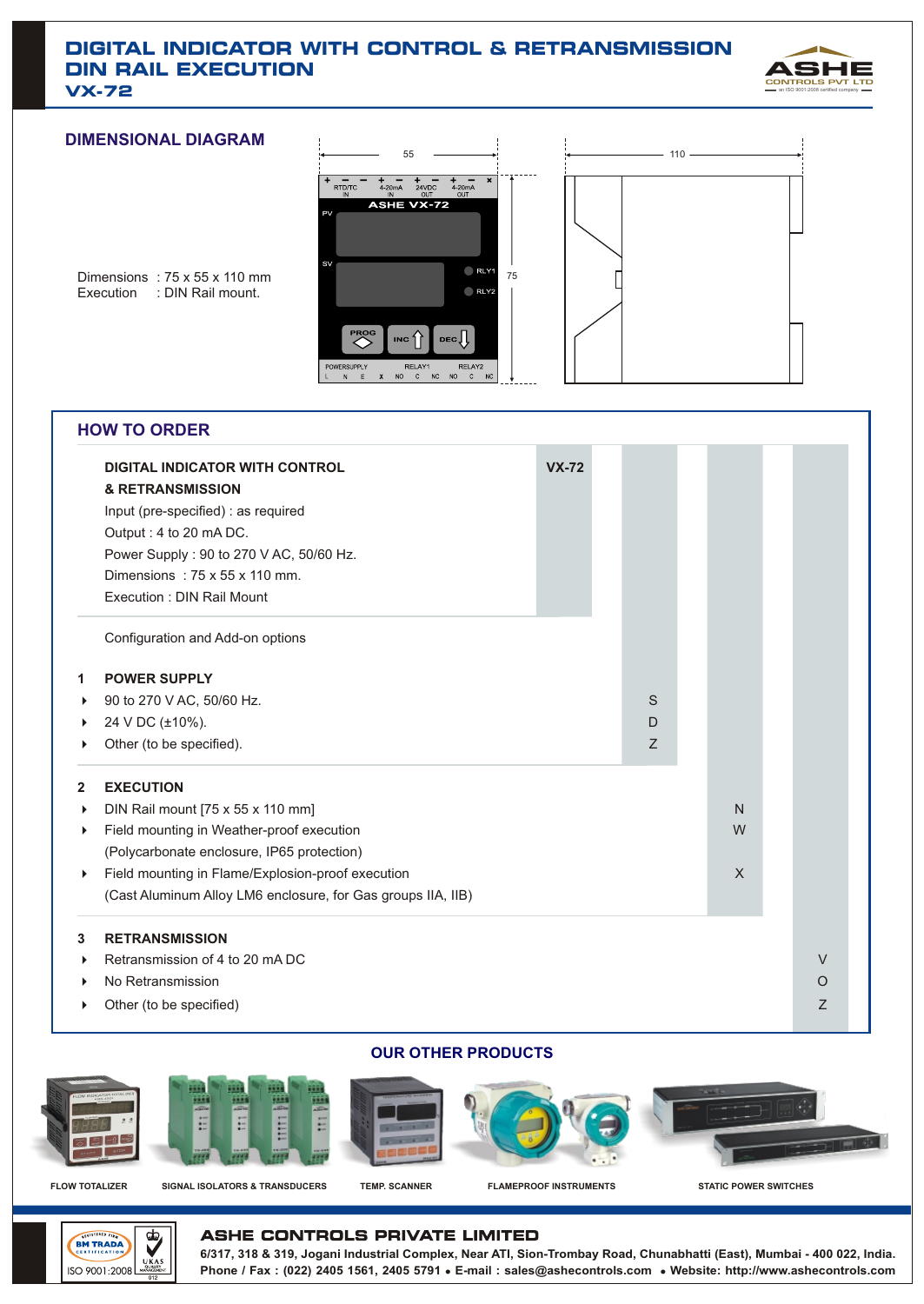# DIGITAL INDICATOR WITH CONTROL & RETRANSMISSION DIN RAIL EXECUTION

## VX-72

## DIMENSIONAL DIAGRAM

Dimensions : 75 x 55 x 110 mm
Execution : DIN Rail mount.

55

110

75

RTD/TC IN | 4-20mA IN | 24VDC OUT | 4-20mA OUT

ASHE VX-72

PV

SV

RLY1

RLY2

PROG

INC

DEC

POWERSUPPLY L N E | RELAY1 NO C NC | RELAY2 NO C NC

## HOW TO ORDER

**DIGITAL INDICATOR WITH CONTROL & RETRANSMISSION** **VX-72**

Input (pre-specified) : as required
Output : 4 to 20 mA DC.
Power Supply : 90 to 270 V AC, 50/60 Hz.
Dimensions : 75 x 55 x 110 mm.
Execution : DIN Rail Mount

Configuration and Add-on options

**1 POWER SUPPLY**

- 90 to 270 V AC, 50/60 Hz. — S
- 24 V DC (±10%). — D
- Other (to be specified). — Z

**2 EXECUTION**

- DIN Rail mount [75 x 55 x 110 mm] — N
- Field mounting in Weather-proof execution (Polycarbonate enclosure, IP65 protection) — W
- Field mounting in Flame/Explosion-proof execution (Cast Aluminum Alloy LM6 enclosure, for Gas groups IIA, IIB) — X

**3 RETRANSMISSION**

- Retransmission of 4 to 20 mA DC — V
- No Retransmission — O
- Other (to be specified) — Z

## OUR OTHER PRODUCTS

FLOW TOTALIZER | SIGNAL ISOLATORS & TRANSDUCERS | TEMP. SCANNER | FLAMEPROOF INSTRUMENTS | STATIC POWER SWITCHES

**ASHE CONTROLS PRIVATE LIMITED**

6/317, 318 & 319, Jogani Industrial Complex, Near ATI, Sion-Trombay Road, Chunabhatti (East), Mumbai - 400 022, India.
Phone / Fax : (022) 2405 1561, 2405 5791 • E-mail : sales@ashecontrols.com • Website: http://www.ashecontrols.com

ISO 9001:2008